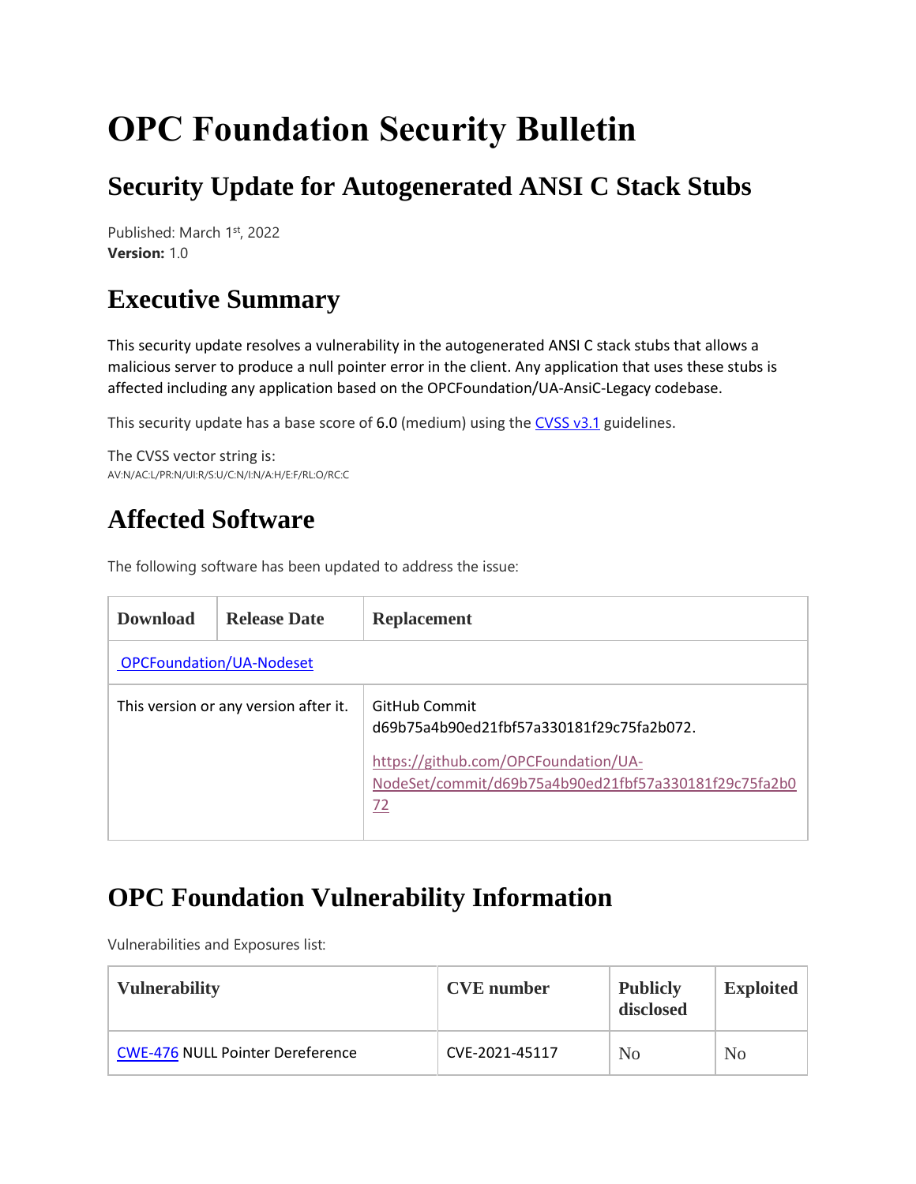# OPC Foundation Security Bulletin

## Security Update for Autogenerated ANSI C Stack Stubs

Published: March 1st, 2022
**Version:** 1.0

## Executive Summary

This security update resolves a vulnerability in the autogenerated ANSI C stack stubs that allows a malicious server to produce a null pointer error in the client. Any application that uses these stubs is affected including any application based on the OPCFoundation/UA-AnsiC-Legacy codebase.

This security update has a base score of 6.0 (medium) using the [CVSS v3.1](https://www.first.org/cvss/v3.1) guidelines.

The CVSS vector string is:
AV:N/AC:L/PR:N/UI:R/S:U/C:N/I:N/A:H/E:F/RL:O/RC:C

## Affected Software

The following software has been updated to address the issue:

| Download | Release Date | Replacement |
|---|---|---|
| OPCFoundation/UA-Nodeset | | |
| This version or any version after it. | | GitHub Commit d69b75a4b90ed21fbf57a330181f29c75fa2b072. https://github.com/OPCFoundation/UA-NodeSet/commit/d69b75a4b90ed21fbf57a330181f29c75fa2b072 |

## OPC Foundation Vulnerability Information

Vulnerabilities and Exposures list:

| Vulnerability | CVE number | Publicly disclosed | Exploited |
|---|---|---|---|
| CWE-476 NULL Pointer Dereference | CVE-2021-45117 | No | No |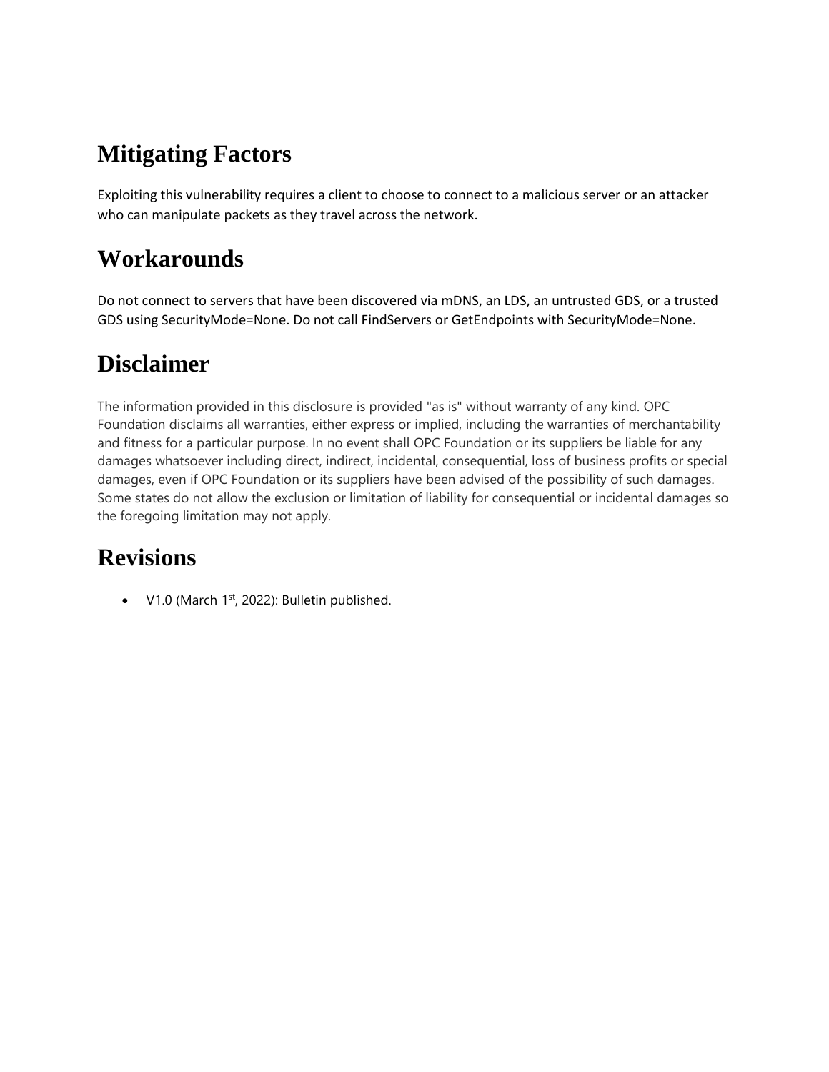# Mitigating Factors

Exploiting this vulnerability requires a client to choose to connect to a malicious server or an attacker who can manipulate packets as they travel across the network.

# Workarounds

Do not connect to servers that have been discovered via mDNS, an LDS, an untrusted GDS, or a trusted GDS using SecurityMode=None. Do not call FindServers or GetEndpoints with SecurityMode=None.

# Disclaimer

The information provided in this disclosure is provided "as is" without warranty of any kind. OPC Foundation disclaims all warranties, either express or implied, including the warranties of merchantability and fitness for a particular purpose. In no event shall OPC Foundation or its suppliers be liable for any damages whatsoever including direct, indirect, incidental, consequential, loss of business profits or special damages, even if OPC Foundation or its suppliers have been advised of the possibility of such damages. Some states do not allow the exclusion or limitation of liability for consequential or incidental damages so the foregoing limitation may not apply.

# Revisions

- V1.0 (March 1st, 2022): Bulletin published.